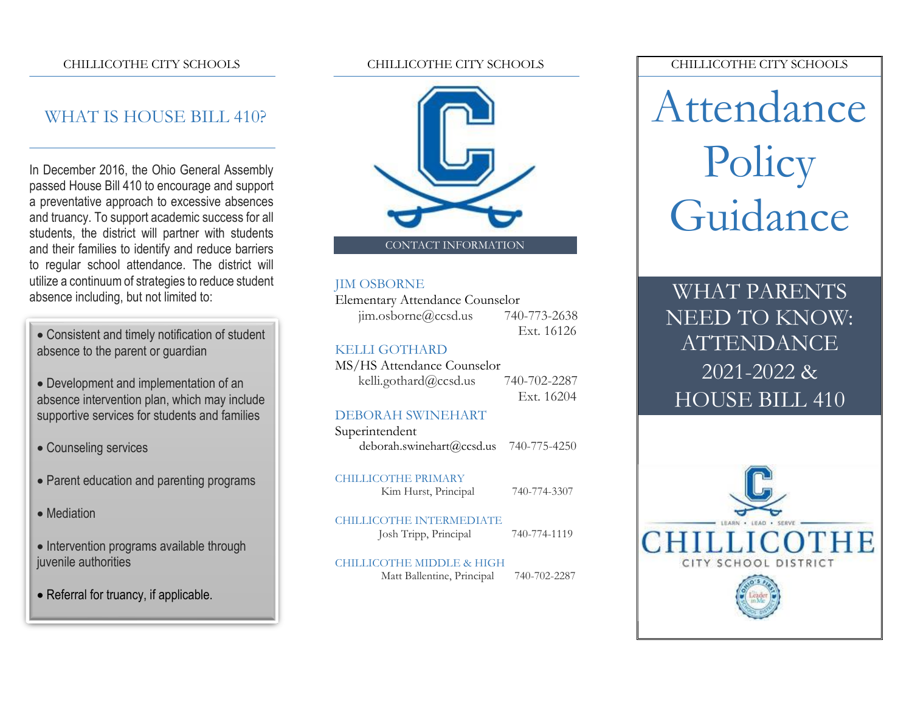## WHAT IS HOUSE BILL 410?

In December 2016, the Ohio General Assembly passed House Bill 410 to encourage and support a preventative approach to excessive absences and truancy. To support academic success for all students, the district will partner with students and their families to identify and reduce barriers to regular school attendance. The district will utilize a continuum of strategies to reduce student absence including, but not limited to:

- Consistent and timely notification of student absence to the parent or guardian
- Development and implementation of an absence intervention plan, which may include supportive services for students and families
- Counseling services
- Parent education and parenting programs
- Mediation
- Intervention programs available through juvenile authorities
- Referral for truancy, if applicable.

## CONTACT INFORMATION

**JIM OSBORNE**
Elementary Attendance Counselor
jim.osborne@ccsd.us 740-773-2638 Ext. 16126

**KELLI GOTHARD**
MS/HS Attendance Counselor
kelli.gothard@ccsd.us 740-702-2287 Ext. 16204

**DEBORAH SWINEHART**
Superintendent
deborah.swinehart@ccsd.us 740-775-4250

**CHILLICOTHE PRIMARY**
Kim Hurst, Principal 740-774-3307

**CHILLICOTHE INTERMEDIATE**
Josh Tripp, Principal 740-774-1119

**CHILLICOTHE MIDDLE & HIGH**
Matt Ballentine, Principal 740-702-2287

# Attendance Policy Guidance

## WHAT PARENTS NEED TO KNOW: ATTENDANCE 2021-2022 & HOUSE BILL 410

LEARN • LEAD • SERVE

CHILLICOTHE CITY SCHOOL DISTRICT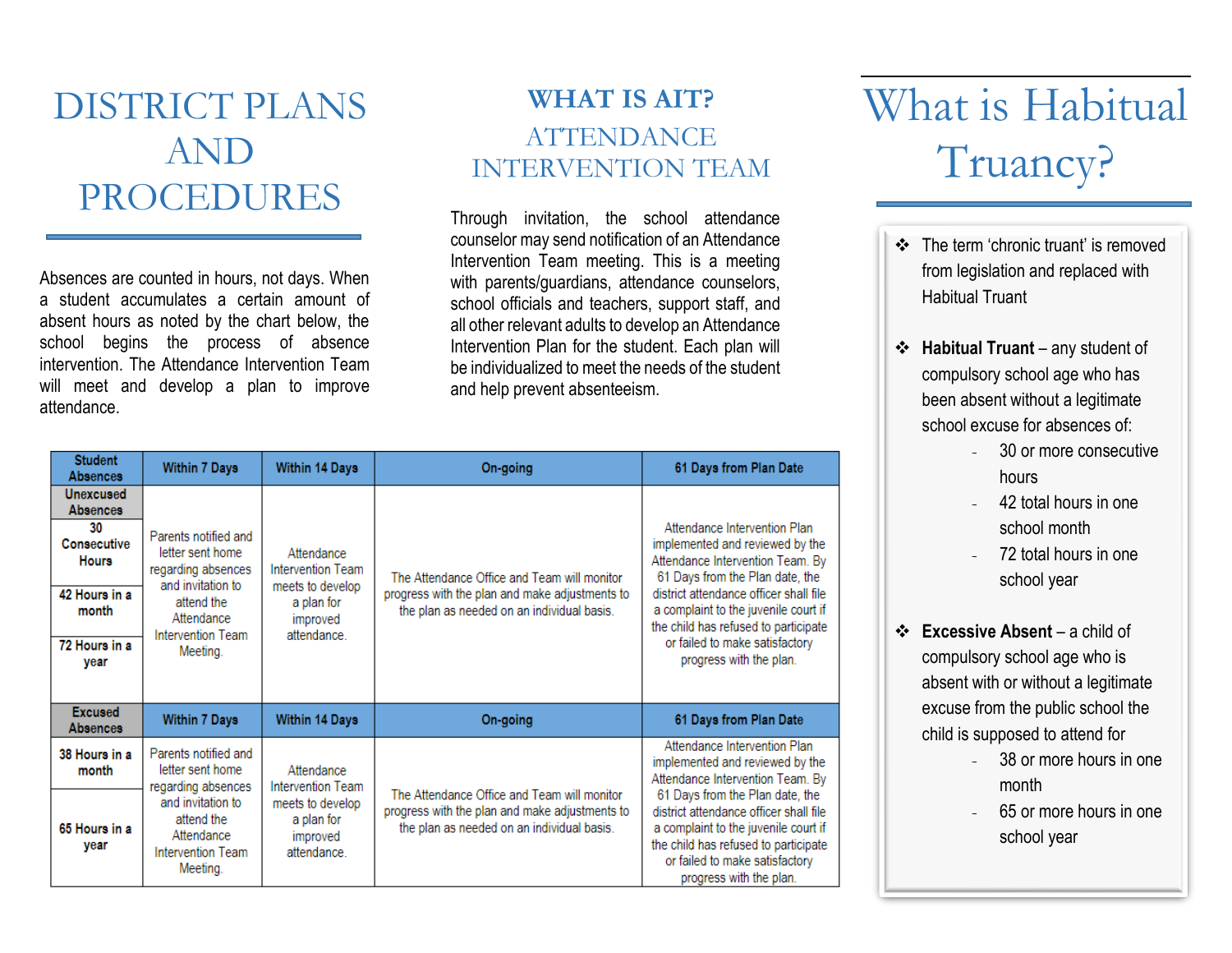# DISTRICT PLANS AND PROCEDURES

Absences are counted in hours, not days. When a student accumulates a certain amount of absent hours as noted by the chart below, the school begins the process of absence intervention. The Attendance Intervention Team will meet and develop a plan to improve attendance.

## WHAT IS AIT?

## ATTENDANCE INTERVENTION TEAM

Through invitation, the school attendance counselor may send notification of an Attendance Intervention Team meeting. This is a meeting with parents/guardians, attendance counselors, school officials and teachers, support staff, and all other relevant adults to develop an Attendance Intervention Plan for the student. Each plan will be individualized to meet the needs of the student and help prevent absenteeism.

| Student Absences | Within 7 Days | Within 14 Days | On-going | 61 Days from Plan Date |
|---|---|---|---|---|
| **Unexcused Absences** | | | | |
| 30 Consecutive Hours | Parents notified and letter sent home regarding absences and invitation to attend the Attendance Intervention Team Meeting. | Attendance Intervention Team meets to develop a plan for improved attendance. | The Attendance Office and Team will monitor progress with the plan and make adjustments to the plan as needed on an individual basis. | Attendance Intervention Plan implemented and reviewed by the Attendance Intervention Team. By 61 Days from the Plan date, the district attendance officer shall file a complaint to the juvenile court if the child has refused to participate or failed to make satisfactory progress with the plan. |
| 42 Hours in a month | | | | |
| 72 Hours in a year | | | | |
| **Excused Absences** | **Within 7 Days** | **Within 14 Days** | **On-going** | **61 Days from Plan Date** |
| 38 Hours in a month | Parents notified and letter sent home regarding absences and invitation to attend the Attendance Intervention Team Meeting. | Attendance Intervention Team meets to develop a plan for improved attendance. | The Attendance Office and Team will monitor progress with the plan and make adjustments to the plan as needed on an individual basis. | Attendance Intervention Plan implemented and reviewed by the Attendance Intervention Team. By 61 Days from the Plan date, the district attendance officer shall file a complaint to the juvenile court if the child has refused to participate or failed to make satisfactory progress with the plan. |
| 65 Hours in a year | | | | |

# What is Habitual Truancy?

- The term 'chronic truant' is removed from legislation and replaced with Habitual Truant
- **Habitual Truant** – any student of compulsory school age who has been absent without a legitimate school excuse for absences of:
  - 30 or more consecutive hours
  - 42 total hours in one school month
  - 72 total hours in one school year
- **Excessive Absent** – a child of compulsory school age who is absent with or without a legitimate excuse from the public school the child is supposed to attend for
  - 38 or more hours in one month
  - 65 or more hours in one school year